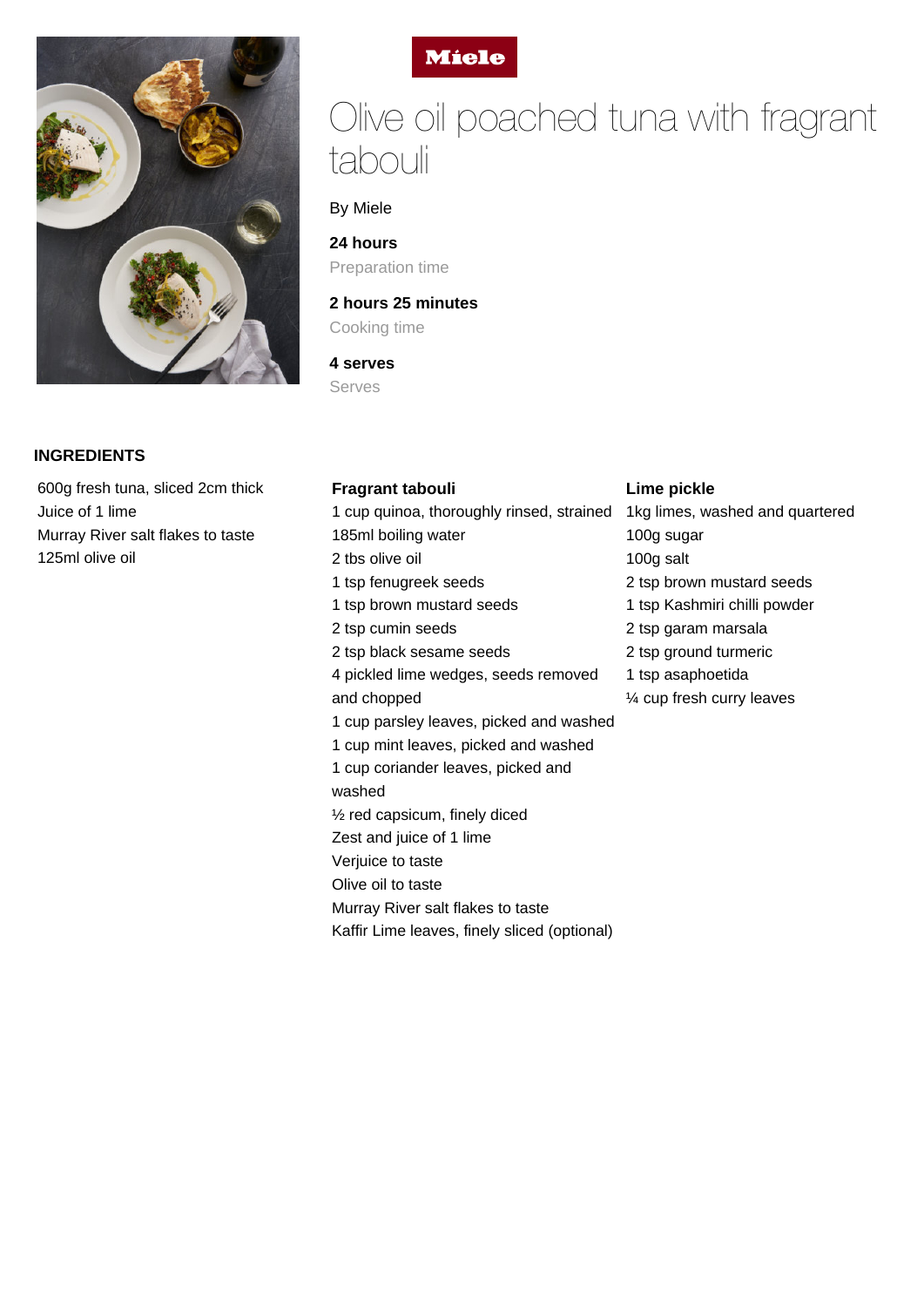Miele

# Olive oil poached tuna with fragrant tabouli

By Miele

**24 hours**
Preparation time

**2 hours 25 minutes**
Cooking time

**4 serves**
Serves

## INGREDIENTS

600g fresh tuna, sliced 2cm thick
Juice of 1 lime
Murray River salt flakes to taste
125ml olive oil

### Fragrant tabouli

1 cup quinoa, thoroughly rinsed, strained
185ml boiling water
2 tbs olive oil
1 tsp fenugreek seeds
1 tsp brown mustard seeds
2 tsp cumin seeds
2 tsp black sesame seeds
4 pickled lime wedges, seeds removed and chopped
1 cup parsley leaves, picked and washed
1 cup mint leaves, picked and washed
1 cup coriander leaves, picked and washed
½ red capsicum, finely diced
Zest and juice of 1 lime
Verjuice to taste
Olive oil to taste
Murray River salt flakes to taste
Kaffir Lime leaves, finely sliced (optional)

### Lime pickle

1kg limes, washed and quartered
100g sugar
100g salt
2 tsp brown mustard seeds
1 tsp Kashmiri chilli powder
2 tsp garam marsala
2 tsp ground turmeric
1 tsp asaphoetida
¼ cup fresh curry leaves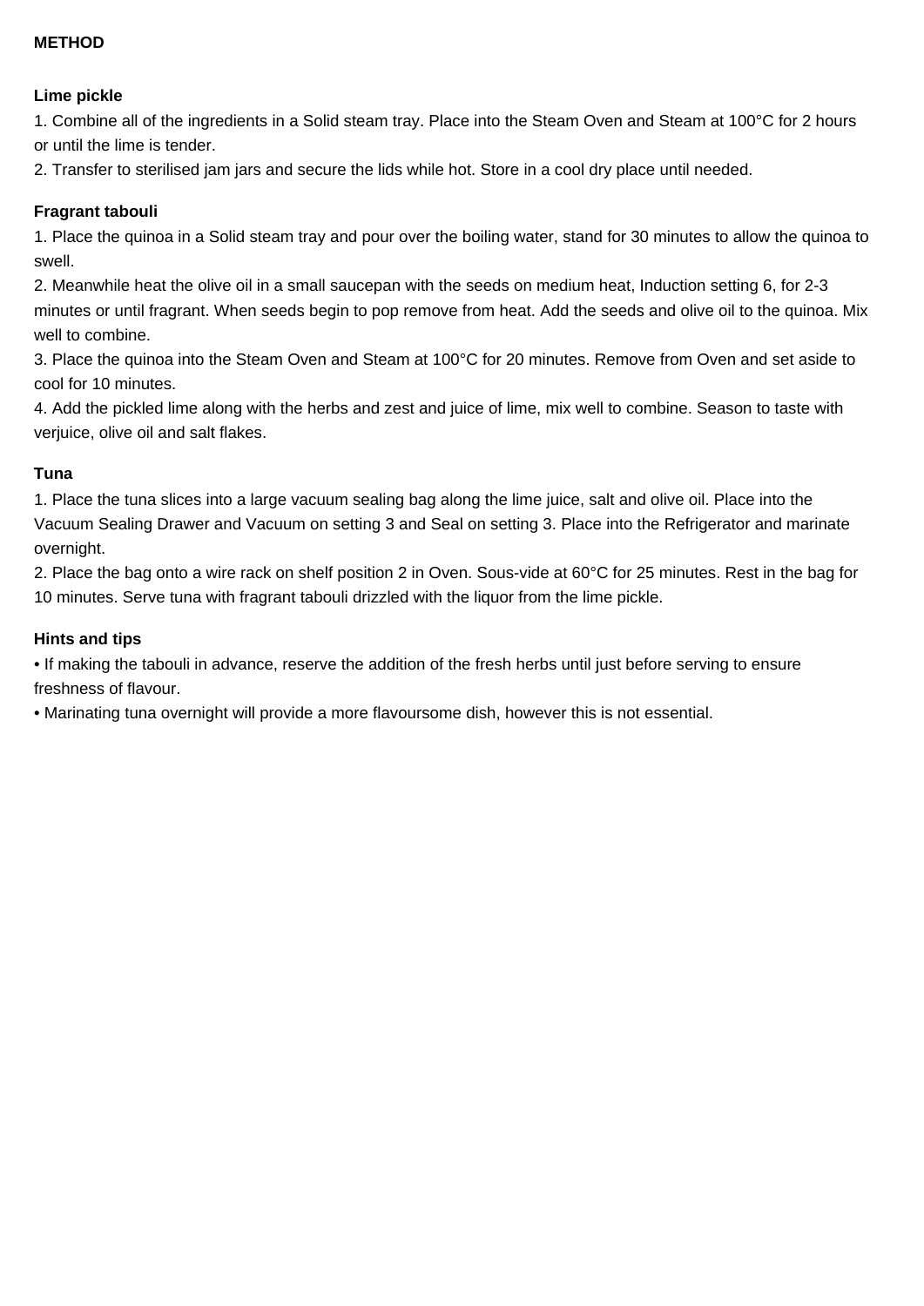**METHOD**

**Lime pickle**

1. Combine all of the ingredients in a Solid steam tray. Place into the Steam Oven and Steam at 100°C for 2 hours or until the lime is tender.
2. Transfer to sterilised jam jars and secure the lids while hot. Store in a cool dry place until needed.

**Fragrant tabouli**

1. Place the quinoa in a Solid steam tray and pour over the boiling water, stand for 30 minutes to allow the quinoa to swell.
2. Meanwhile heat the olive oil in a small saucepan with the seeds on medium heat, Induction setting 6, for 2-3 minutes or until fragrant. When seeds begin to pop remove from heat. Add the seeds and olive oil to the quinoa. Mix well to combine.
3. Place the quinoa into the Steam Oven and Steam at 100°C for 20 minutes. Remove from Oven and set aside to cool for 10 minutes.
4. Add the pickled lime along with the herbs and zest and juice of lime, mix well to combine. Season to taste with verjuice, olive oil and salt flakes.

**Tuna**

1. Place the tuna slices into a large vacuum sealing bag along the lime juice, salt and olive oil. Place into the Vacuum Sealing Drawer and Vacuum on setting 3 and Seal on setting 3. Place into the Refrigerator and marinate overnight.
2. Place the bag onto a wire rack on shelf position 2 in Oven. Sous-vide at 60°C for 25 minutes. Rest in the bag for 10 minutes. Serve tuna with fragrant tabouli drizzled with the liquor from the lime pickle.

**Hints and tips**

- If making the tabouli in advance, reserve the addition of the fresh herbs until just before serving to ensure freshness of flavour.
- Marinating tuna overnight will provide a more flavoursome dish, however this is not essential.